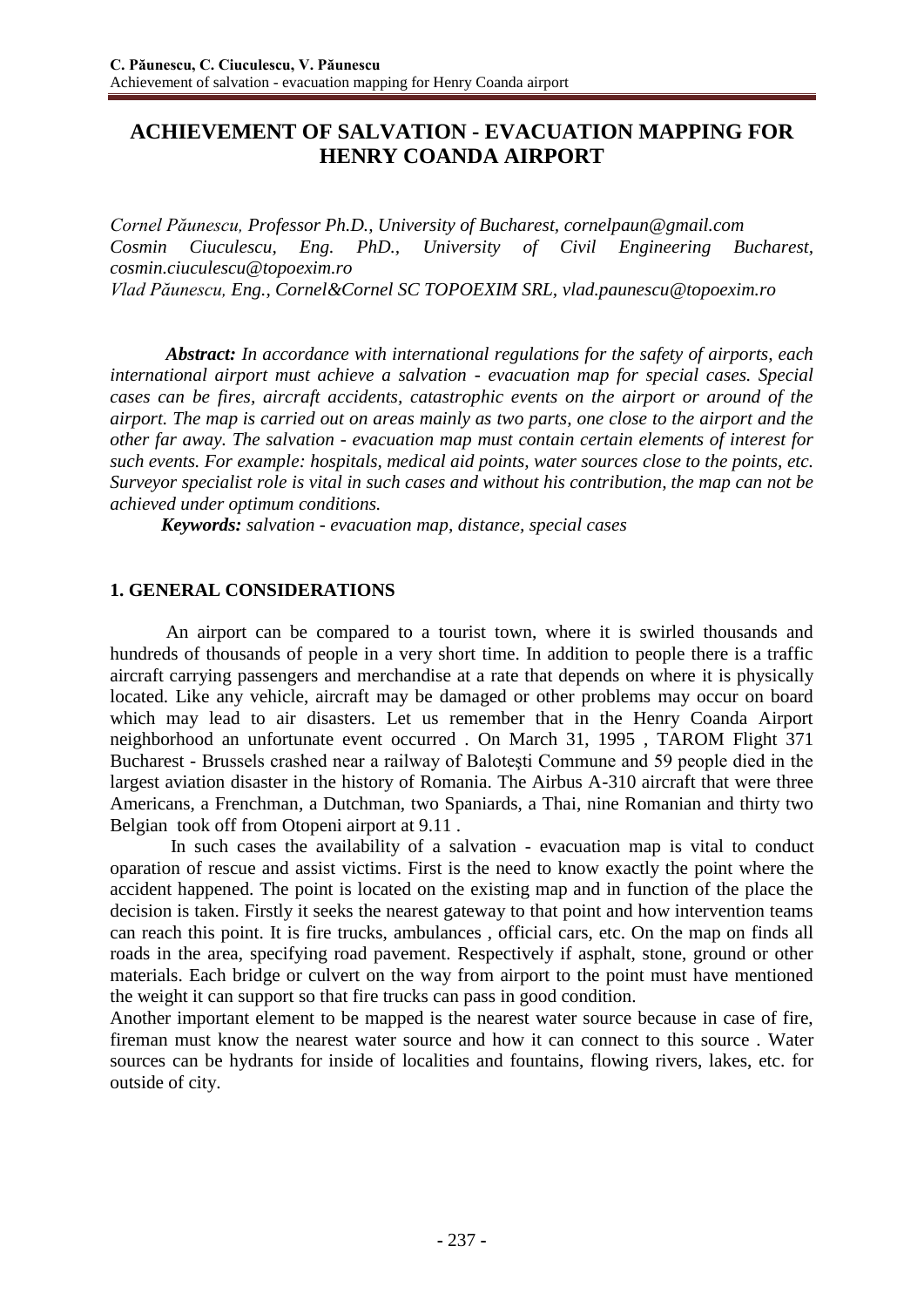# ACHIEVEMENT OF SALVATION - EVACUATION MAPPING FOR HENRY COANDA AIRPORT

*Cornel Păunescu, Professor Ph.D., University of Bucharest, cornelpaun@gmail.com*
*Cosmin Ciuculescu, Eng. PhD., University of Civil Engineering Bucharest, cosmin.ciuculescu@topoexim.ro*
*Vlad Păunescu, Eng., Cornel&Cornel SC TOPOEXIM SRL, vlad.paunescu@topoexim.ro*

***Abstract:*** *In accordance with international regulations for the safety of airports, each international airport must achieve a salvation - evacuation map for special cases. Special cases can be fires, aircraft accidents, catastrophic events on the airport or around of the airport. The map is carried out on areas mainly as two parts, one close to the airport and the other far away. The salvation - evacuation map must contain certain elements of interest for such events. For example: hospitals, medical aid points, water sources close to the points, etc. Surveyor specialist role is vital in such cases and without his contribution, the map can not be achieved under optimum conditions.*

***Keywords:*** *salvation - evacuation map, distance, special cases*

## 1. GENERAL CONSIDERATIONS

An airport can be compared to a tourist town, where it is swirled thousands and hundreds of thousands of people in a very short time. In addition to people there is a traffic aircraft carrying passengers and merchandise at a rate that depends on where it is physically located. Like any vehicle, aircraft may be damaged or other problems may occur on board which may lead to air disasters. Let us remember that in the Henry Coanda Airport neighborhood an unfortunate event occurred . On March 31, 1995 , TAROM Flight 371 Bucharest - Brussels crashed near a railway of Baloteşti Commune and 59 people died in the largest aviation disaster in the history of Romania. The Airbus A-310 aircraft that were three Americans, a Frenchman, a Dutchman, two Spaniards, a Thai, nine Romanian and thirty two Belgian took off from Otopeni airport at 9.11 .

In such cases the availability of a salvation - evacuation map is vital to conduct oparation of rescue and assist victims. First is the need to know exactly the point where the accident happened. The point is located on the existing map and in function of the place the decision is taken. Firstly it seeks the nearest gateway to that point and how intervention teams can reach this point. It is fire trucks, ambulances , official cars, etc. On the map on finds all roads in the area, specifying road pavement. Respectively if asphalt, stone, ground or other materials. Each bridge or culvert on the way from airport to the point must have mentioned the weight it can support so that fire trucks can pass in good condition.

Another important element to be mapped is the nearest water source because in case of fire, fireman must know the nearest water source and how it can connect to this source . Water sources can be hydrants for inside of localities and fountains, flowing rivers, lakes, etc. for outside of city.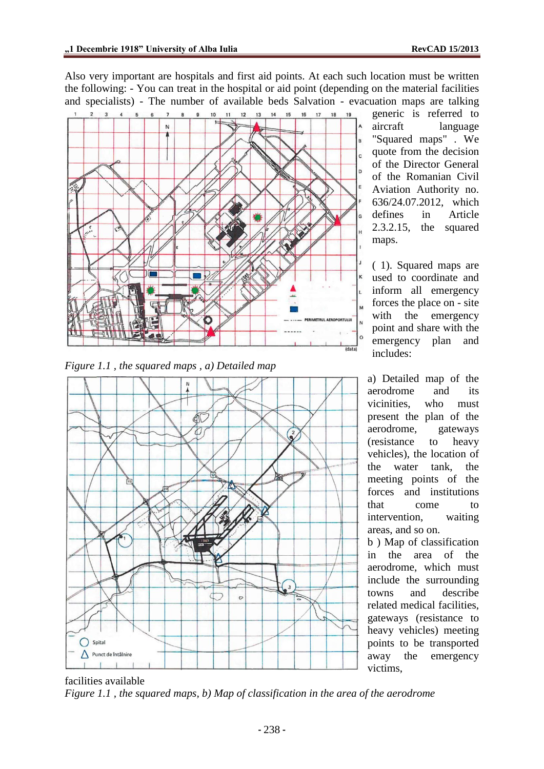Also very important are hospitals and first aid points. At each such location must be written the following: - You can treat in the hospital or aid point (depending on the material facilities and specialists) - The number of available beds Salvation - evacuation maps are talking generic is referred to aircraft language "Squared maps" . We quote from the decision of the Director General of the Romanian Civil Aviation Authority no. 636/24.07.2012, which defines in Article 2.3.2.15, the squared maps.

( 1). Squared maps are used to coordinate and inform all emergency forces the place on - site with the emergency point and share with the emergency plan and includes:

*Figure 1.1 , the squared maps , a) Detailed map*

a) Detailed map of the aerodrome and its vicinities, who must present the plan of the aerodrome, gateways (resistance to heavy vehicles), the location of the water tank, the meeting points of the forces and institutions that come to intervention, waiting areas, and so on.

b ) Map of classification in the area of the aerodrome, which must include the surrounding towns and describe related medical facilities, gateways (resistance to heavy vehicles) meeting points to be transported away the emergency victims, facilities available

*Figure 1.1 , the squared maps, b) Map of classification in the area of the aerodrome*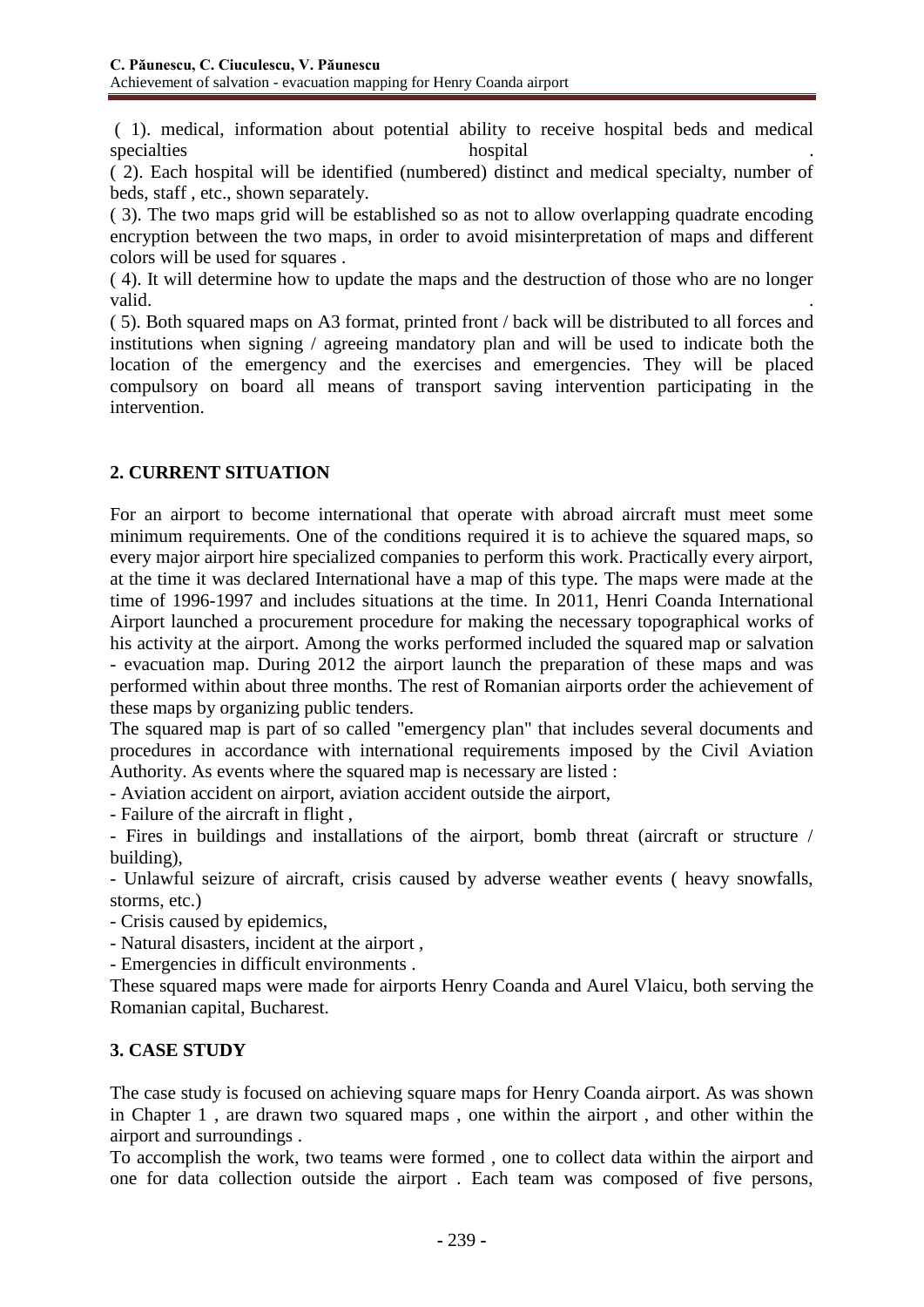( 1). medical, information about potential ability to receive hospital beds and medical specialties hospital .

( 2). Each hospital will be identified (numbered) distinct and medical specialty, number of beds, staff , etc., shown separately.

( 3). The two maps grid will be established so as not to allow overlapping quadrate encoding encryption between the two maps, in order to avoid misinterpretation of maps and different colors will be used for squares .

( 4). It will determine how to update the maps and the destruction of those who are no longer valid. .

( 5). Both squared maps on A3 format, printed front / back will be distributed to all forces and institutions when signing / agreeing mandatory plan and will be used to indicate both the location of the emergency and the exercises and emergencies. They will be placed compulsory on board all means of transport saving intervention participating in the intervention.

## 2. CURRENT SITUATION

For an airport to become international that operate with abroad aircraft must meet some minimum requirements. One of the conditions required it is to achieve the squared maps, so every major airport hire specialized companies to perform this work. Practically every airport, at the time it was declared International have a map of this type. The maps were made at the time of 1996-1997 and includes situations at the time. In 2011, Henri Coanda International Airport launched a procurement procedure for making the necessary topographical works of his activity at the airport. Among the works performed included the squared map or salvation - evacuation map. During 2012 the airport launch the preparation of these maps and was performed within about three months. The rest of Romanian airports order the achievement of these maps by organizing public tenders.

The squared map is part of so called "emergency plan" that includes several documents and procedures in accordance with international requirements imposed by the Civil Aviation Authority. As events where the squared map is necessary are listed :

- Aviation accident on airport, aviation accident outside the airport,
- Failure of the aircraft in flight ,
- Fires in buildings and installations of the airport, bomb threat (aircraft or structure / building),
- Unlawful seizure of aircraft, crisis caused by adverse weather events ( heavy snowfalls, storms, etc.)
- Crisis caused by epidemics,
- Natural disasters, incident at the airport ,
- Emergencies in difficult environments .

These squared maps were made for airports Henry Coanda and Aurel Vlaicu, both serving the Romanian capital, Bucharest.

## 3. CASE STUDY

The case study is focused on achieving square maps for Henry Coanda airport. As was shown in Chapter 1 , are drawn two squared maps , one within the airport , and other within the airport and surroundings .

To accomplish the work, two teams were formed , one to collect data within the airport and one for data collection outside the airport . Each team was composed of five persons,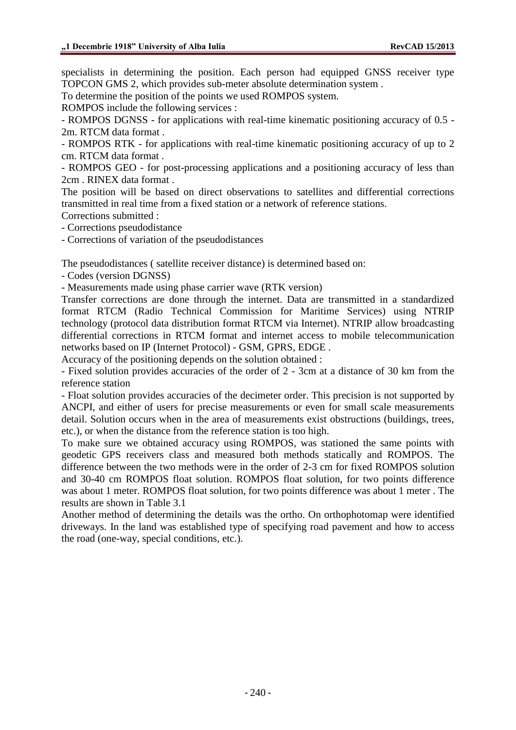specialists in determining the position. Each person had equipped GNSS receiver type TOPCON GMS 2, which provides sub-meter absolute determination system .

To determine the position of the points we used ROMPOS system.

ROMPOS include the following services :

- ROMPOS DGNSS - for applications with real-time kinematic positioning accuracy of 0.5 - 2m. RTCM data format .
- ROMPOS RTK - for applications with real-time kinematic positioning accuracy of up to 2 cm. RTCM data format .
- ROMPOS GEO - for post-processing applications and a positioning accuracy of less than 2cm . RINEX data format .

The position will be based on direct observations to satellites and differential corrections transmitted in real time from a fixed station or a network of reference stations.

Corrections submitted :

- Corrections pseudodistance
- Corrections of variation of the pseudodistances

The pseudodistances ( satellite receiver distance) is determined based on:

- Codes (version DGNSS)
- Measurements made using phase carrier wave (RTK version)

Transfer corrections are done through the internet. Data are transmitted in a standardized format RTCM (Radio Technical Commission for Maritime Services) using NTRIP technology (protocol data distribution format RTCM via Internet). NTRIP allow broadcasting differential corrections in RTCM format and internet access to mobile telecommunication networks based on IP (Internet Protocol) - GSM, GPRS, EDGE .

Accuracy of the positioning depends on the solution obtained :

- Fixed solution provides accuracies of the order of 2 - 3cm at a distance of 30 km from the reference station
- Float solution provides accuracies of the decimeter order. This precision is not supported by ANCPI, and either of users for precise measurements or even for small scale measurements detail. Solution occurs when in the area of measurements exist obstructions (buildings, trees, etc.), or when the distance from the reference station is too high.

To make sure we obtained accuracy using ROMPOS, was stationed the same points with geodetic GPS receivers class and measured both methods statically and ROMPOS. The difference between the two methods were in the order of 2-3 cm for fixed ROMPOS solution and 30-40 cm ROMPOS float solution. ROMPOS float solution, for two points difference was about 1 meter. ROMPOS float solution, for two points difference was about 1 meter . The results are shown in Table 3.1

Another method of determining the details was the ortho. On orthophotomap were identified driveways. In the land was established type of specifying road pavement and how to access the road (one-way, special conditions, etc.).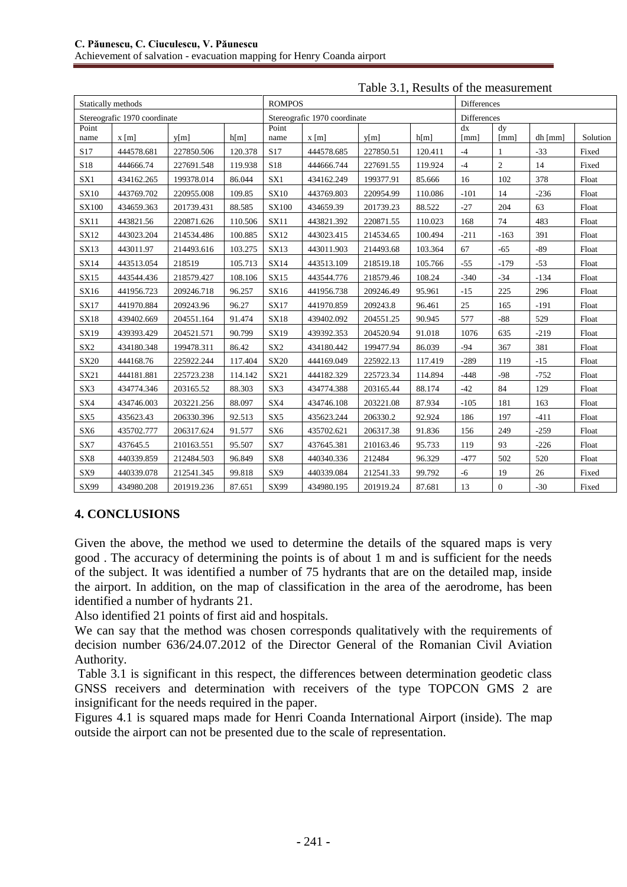Table 3.1, Results of the measurement

| Statically methods | | | | ROMPOS | | | | Differences | | | |
|---|---|---|---|---|---|---|---|---|---|---|---|
| Stereografic 1970 coordinate | | | | Stereografic 1970 coordinate | | | | Differences | | | |
| Point name | x [m] | y[m] | h[m] | Point name | x [m] | y[m] | h[m] | dx [mm] | dy [mm] | dh [mm] | Solution |
| S17 | 444578.681 | 227850.506 | 120.378 | S17 | 444578.685 | 227850.51 | 120.411 | -4 | 1 | -33 | Fixed |
| S18 | 444666.74 | 227691.548 | 119.938 | S18 | 444666.744 | 227691.55 | 119.924 | -4 | 2 | 14 | Fixed |
| SX1 | 434162.265 | 199378.014 | 86.044 | SX1 | 434162.249 | 199377.91 | 85.666 | 16 | 102 | 378 | Float |
| SX10 | 443769.702 | 220955.008 | 109.85 | SX10 | 443769.803 | 220954.99 | 110.086 | -101 | 14 | -236 | Float |
| SX100 | 434659.363 | 201739.431 | 88.585 | SX100 | 434659.39 | 201739.23 | 88.522 | -27 | 204 | 63 | Float |
| SX11 | 443821.56 | 220871.626 | 110.506 | SX11 | 443821.392 | 220871.55 | 110.023 | 168 | 74 | 483 | Float |
| SX12 | 443023.204 | 214534.486 | 100.885 | SX12 | 443023.415 | 214534.65 | 100.494 | -211 | -163 | 391 | Float |
| SX13 | 443011.97 | 214493.616 | 103.275 | SX13 | 443011.903 | 214493.68 | 103.364 | 67 | -65 | -89 | Float |
| SX14 | 443513.054 | 218519 | 105.713 | SX14 | 443513.109 | 218519.18 | 105.766 | -55 | -179 | -53 | Float |
| SX15 | 443544.436 | 218579.427 | 108.106 | SX15 | 443544.776 | 218579.46 | 108.24 | -340 | -34 | -134 | Float |
| SX16 | 441956.723 | 209246.718 | 96.257 | SX16 | 441956.738 | 209246.49 | 95.961 | -15 | 225 | 296 | Float |
| SX17 | 441970.884 | 209243.96 | 96.27 | SX17 | 441970.859 | 209243.8 | 96.461 | 25 | 165 | -191 | Float |
| SX18 | 439402.669 | 204551.164 | 91.474 | SX18 | 439402.092 | 204551.25 | 90.945 | 577 | -88 | 529 | Float |
| SX19 | 439393.429 | 204521.571 | 90.799 | SX19 | 439392.353 | 204520.94 | 91.018 | 1076 | 635 | -219 | Float |
| SX2 | 434180.348 | 199478.311 | 86.42 | SX2 | 434180.442 | 199477.94 | 86.039 | -94 | 367 | 381 | Float |
| SX20 | 444168.76 | 225922.244 | 117.404 | SX20 | 444169.049 | 225922.13 | 117.419 | -289 | 119 | -15 | Float |
| SX21 | 444181.881 | 225723.238 | 114.142 | SX21 | 444182.329 | 225723.34 | 114.894 | -448 | -98 | -752 | Float |
| SX3 | 434774.346 | 203165.52 | 88.303 | SX3 | 434774.388 | 203165.44 | 88.174 | -42 | 84 | 129 | Float |
| SX4 | 434746.003 | 203221.256 | 88.097 | SX4 | 434746.108 | 203221.08 | 87.934 | -105 | 181 | 163 | Float |
| SX5 | 435623.43 | 206330.396 | 92.513 | SX5 | 435623.244 | 206330.2 | 92.924 | 186 | 197 | -411 | Float |
| SX6 | 435702.777 | 206317.624 | 91.577 | SX6 | 435702.621 | 206317.38 | 91.836 | 156 | 249 | -259 | Float |
| SX7 | 437645.5 | 210163.551 | 95.507 | SX7 | 437645.381 | 210163.46 | 95.733 | 119 | 93 | -226 | Float |
| SX8 | 440339.859 | 212484.503 | 96.849 | SX8 | 440340.336 | 212484 | 96.329 | -477 | 502 | 520 | Float |
| SX9 | 440339.078 | 212541.345 | 99.818 | SX9 | 440339.084 | 212541.33 | 99.792 | -6 | 19 | 26 | Fixed |
| SX99 | 434980.208 | 201919.236 | 87.651 | SX99 | 434980.195 | 201919.24 | 87.681 | 13 | 0 | -30 | Fixed |

## 4. CONCLUSIONS

Given the above, the method we used to determine the details of the squared maps is very good . The accuracy of determining the points is of about 1 m and is sufficient for the needs of the subject. It was identified a number of 75 hydrants that are on the detailed map, inside the airport. In addition, on the map of classification in the area of the aerodrome, has been identified a number of hydrants 21.

Also identified 21 points of first aid and hospitals.

We can say that the method was chosen corresponds qualitatively with the requirements of decision number 636/24.07.2012 of the Director General of the Romanian Civil Aviation Authority.

Table 3.1 is significant in this respect, the differences between determination geodetic class GNSS receivers and determination with receivers of the type TOPCON GMS 2 are insignificant for the needs required in the paper.

Figures 4.1 is squared maps made for Henri Coanda International Airport (inside). The map outside the airport can not be presented due to the scale of representation.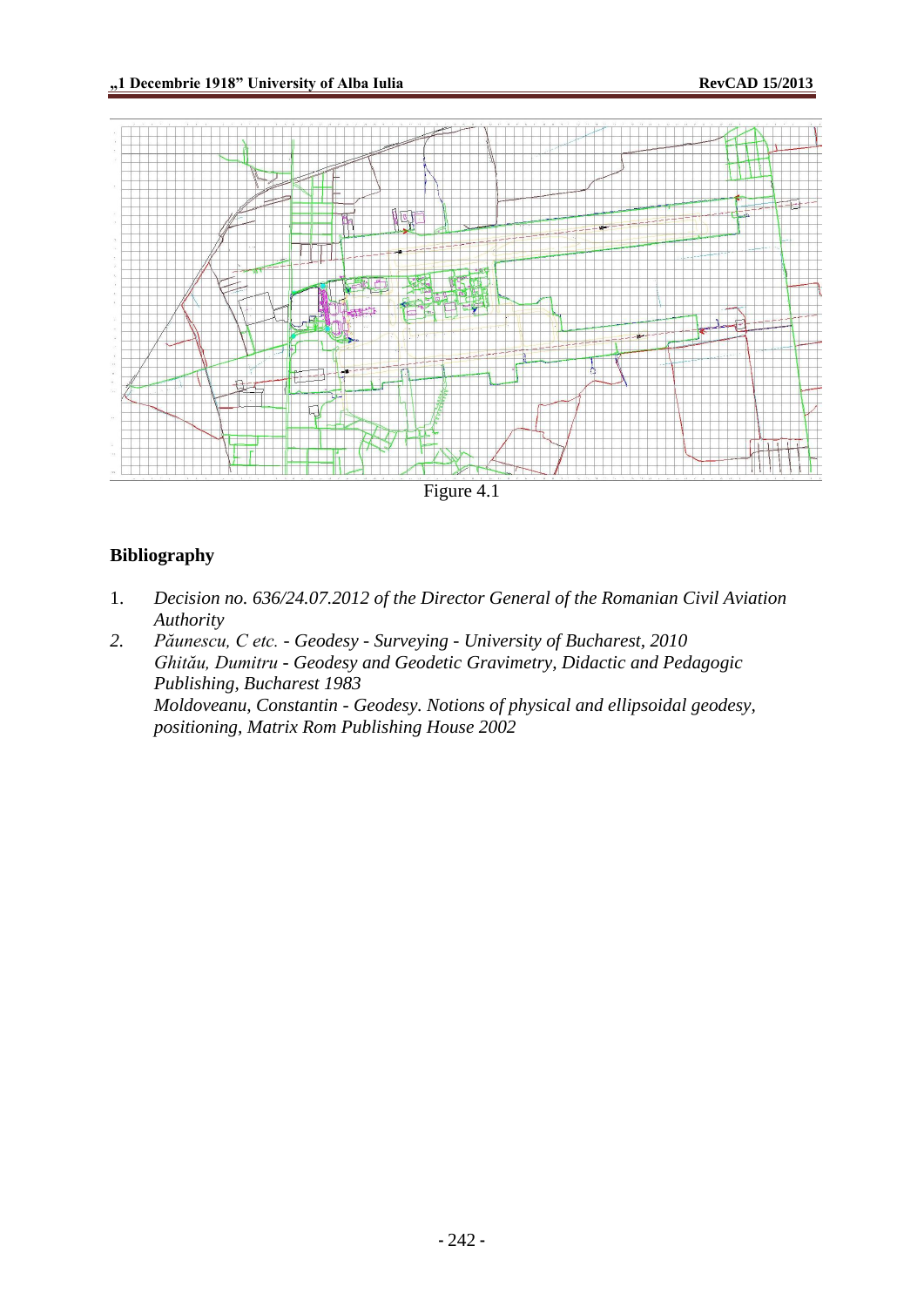Figure 4.1

## Bibliography

1. *Decision no. 636/24.07.2012 of the Director General of the Romanian Civil Aviation Authority*
2. *Păunescu, C etc. - Geodesy - Surveying - University of Bucharest, 2010*
   *Ghitău, Dumitru - Geodesy and Geodetic Gravimetry, Didactic and Pedagogic Publishing, Bucharest 1983*
   *Moldoveanu, Constantin - Geodesy. Notions of physical and ellipsoidal geodesy, positioning, Matrix Rom Publishing House 2002*